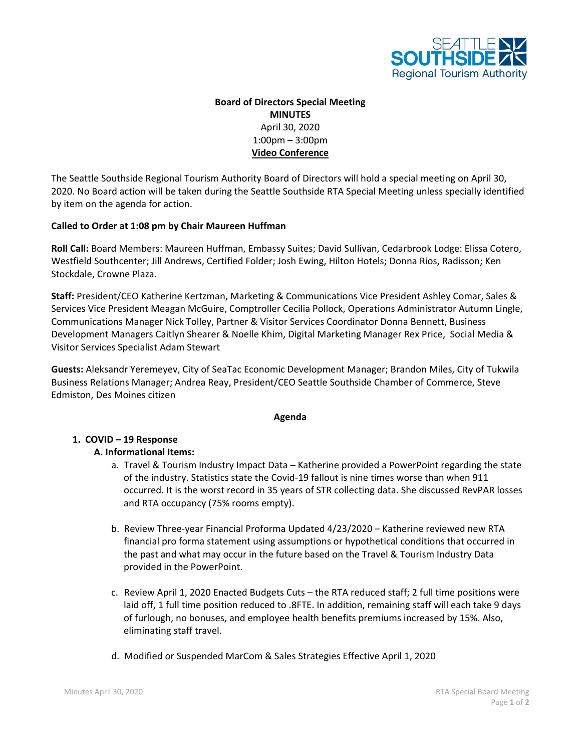**Board of Directors Special Meeting**
**MINUTES**
April 30, 2020
1:00pm – 3:00pm
**Video Conference**

The Seattle Southside Regional Tourism Authority Board of Directors will hold a special meeting on April 30, 2020. No Board action will be taken during the Seattle Southside RTA Special Meeting unless specially identified by item on the agenda for action.

**Called to Order at 1:08 pm by Chair Maureen Huffman**

**Roll Call:** Board Members: Maureen Huffman, Embassy Suites; David Sullivan, Cedarbrook Lodge: Elissa Cotero, Westfield Southcenter; Jill Andrews, Certified Folder; Josh Ewing, Hilton Hotels; Donna Rios, Radisson; Ken Stockdale, Crowne Plaza.

**Staff:** President/CEO Katherine Kertzman, Marketing & Communications Vice President Ashley Comar, Sales & Services Vice President Meagan McGuire, Comptroller Cecilia Pollock, Operations Administrator Autumn Lingle, Communications Manager Nick Tolley, Partner & Visitor Services Coordinator Donna Bennett, Business Development Managers Caitlyn Shearer & Noelle Khim, Digital Marketing Manager Rex Price, Social Media & Visitor Services Specialist Adam Stewart

**Guests:** Aleksandr Yeremeyev, City of SeaTac Economic Development Manager; Brandon Miles, City of Tukwila Business Relations Manager; Andrea Reay, President/CEO Seattle Southside Chamber of Commerce, Steve Edmiston, Des Moines citizen

**Agenda**

1. **COVID – 19 Response**
   **A. Informational Items:**
      a. Travel & Tourism Industry Impact Data – Katherine provided a PowerPoint regarding the state of the industry. Statistics state the Covid-19 fallout is nine times worse than when 911 occurred. It is the worst record in 35 years of STR collecting data. She discussed RevPAR losses and RTA occupancy (75% rooms empty).

      b. Review Three-year Financial Proforma Updated 4/23/2020 – Katherine reviewed new RTA financial pro forma statement using assumptions or hypothetical conditions that occurred in the past and what may occur in the future based on the Travel & Tourism Industry Data provided in the PowerPoint.

      c. Review April 1, 2020 Enacted Budgets Cuts – the RTA reduced staff; 2 full time positions were laid off, 1 full time position reduced to .8FTE. In addition, remaining staff will each take 9 days of furlough, no bonuses, and employee health benefits premiums increased by 15%. Also, eliminating staff travel.

      d. Modified or Suspended MarCom & Sales Strategies Effective April 1, 2020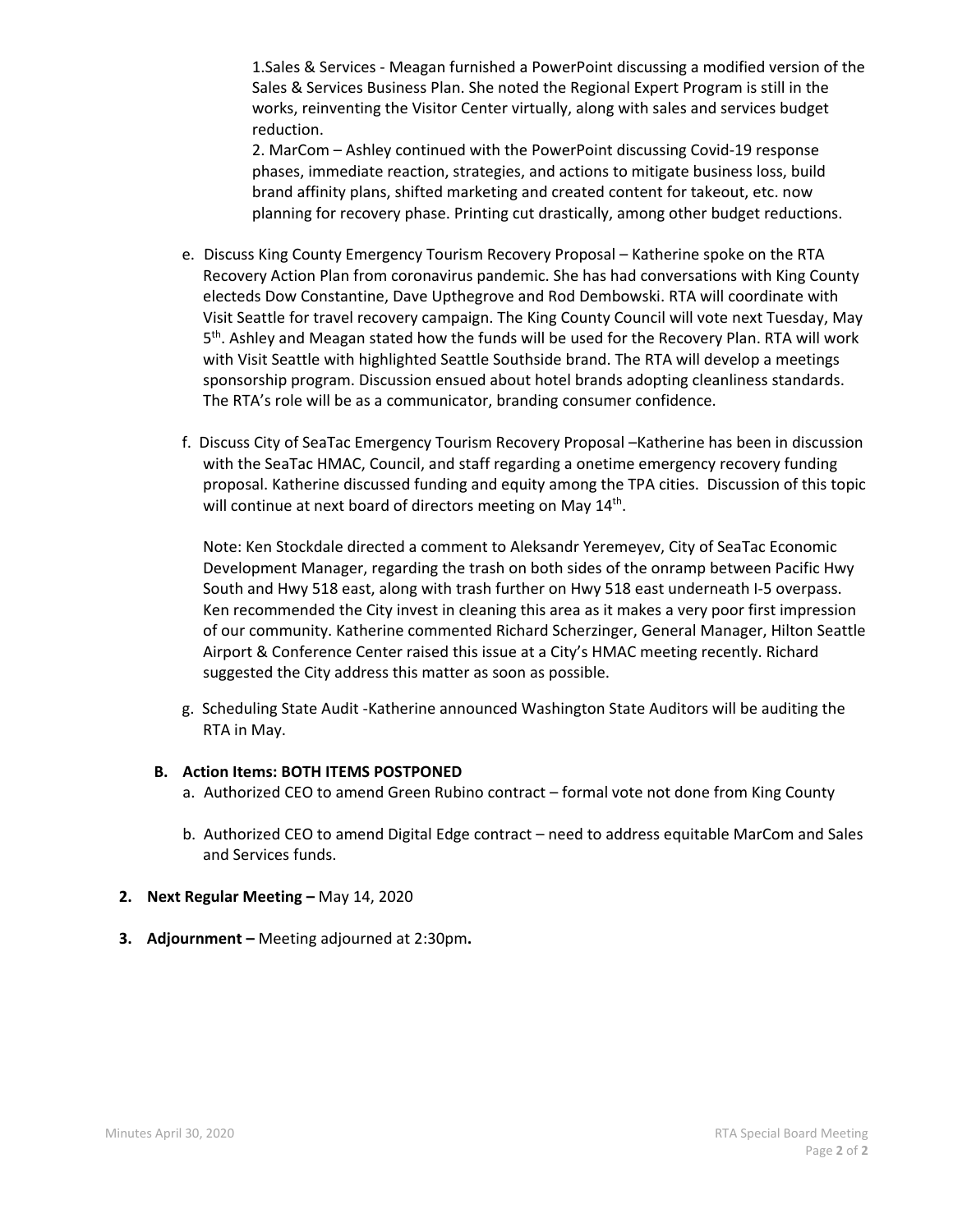1.Sales & Services - Meagan furnished a PowerPoint discussing a modified version of the Sales & Services Business Plan. She noted the Regional Expert Program is still in the works, reinventing the Visitor Center virtually, along with sales and services budget reduction.

2. MarCom – Ashley continued with the PowerPoint discussing Covid-19 response phases, immediate reaction, strategies, and actions to mitigate business loss, build brand affinity plans, shifted marketing and created content for takeout, etc. now planning for recovery phase. Printing cut drastically, among other budget reductions.

e. Discuss King County Emergency Tourism Recovery Proposal – Katherine spoke on the RTA Recovery Action Plan from coronavirus pandemic. She has had conversations with King County electeds Dow Constantine, Dave Upthegrove and Rod Dembowski. RTA will coordinate with Visit Seattle for travel recovery campaign. The King County Council will vote next Tuesday, May 5th. Ashley and Meagan stated how the funds will be used for the Recovery Plan. RTA will work with Visit Seattle with highlighted Seattle Southside brand. The RTA will develop a meetings sponsorship program. Discussion ensued about hotel brands adopting cleanliness standards. The RTA's role will be as a communicator, branding consumer confidence.

f. Discuss City of SeaTac Emergency Tourism Recovery Proposal –Katherine has been in discussion with the SeaTac HMAC, Council, and staff regarding a onetime emergency recovery funding proposal. Katherine discussed funding and equity among the TPA cities. Discussion of this topic will continue at next board of directors meeting on May 14th.

Note: Ken Stockdale directed a comment to Aleksandr Yeremeyev, City of SeaTac Economic Development Manager, regarding the trash on both sides of the onramp between Pacific Hwy South and Hwy 518 east, along with trash further on Hwy 518 east underneath I-5 overpass. Ken recommended the City invest in cleaning this area as it makes a very poor first impression of our community. Katherine commented Richard Scherzinger, General Manager, Hilton Seattle Airport & Conference Center raised this issue at a City's HMAC meeting recently. Richard suggested the City address this matter as soon as possible.

g. Scheduling State Audit -Katherine announced Washington State Auditors will be auditing the RTA in May.

**B. Action Items: BOTH ITEMS POSTPONED**

a. Authorized CEO to amend Green Rubino contract – formal vote not done from King County

b. Authorized CEO to amend Digital Edge contract – need to address equitable MarCom and Sales and Services funds.

**2. Next Regular Meeting –** May 14, 2020

**3. Adjournment –** Meeting adjourned at 2:30pm**.**